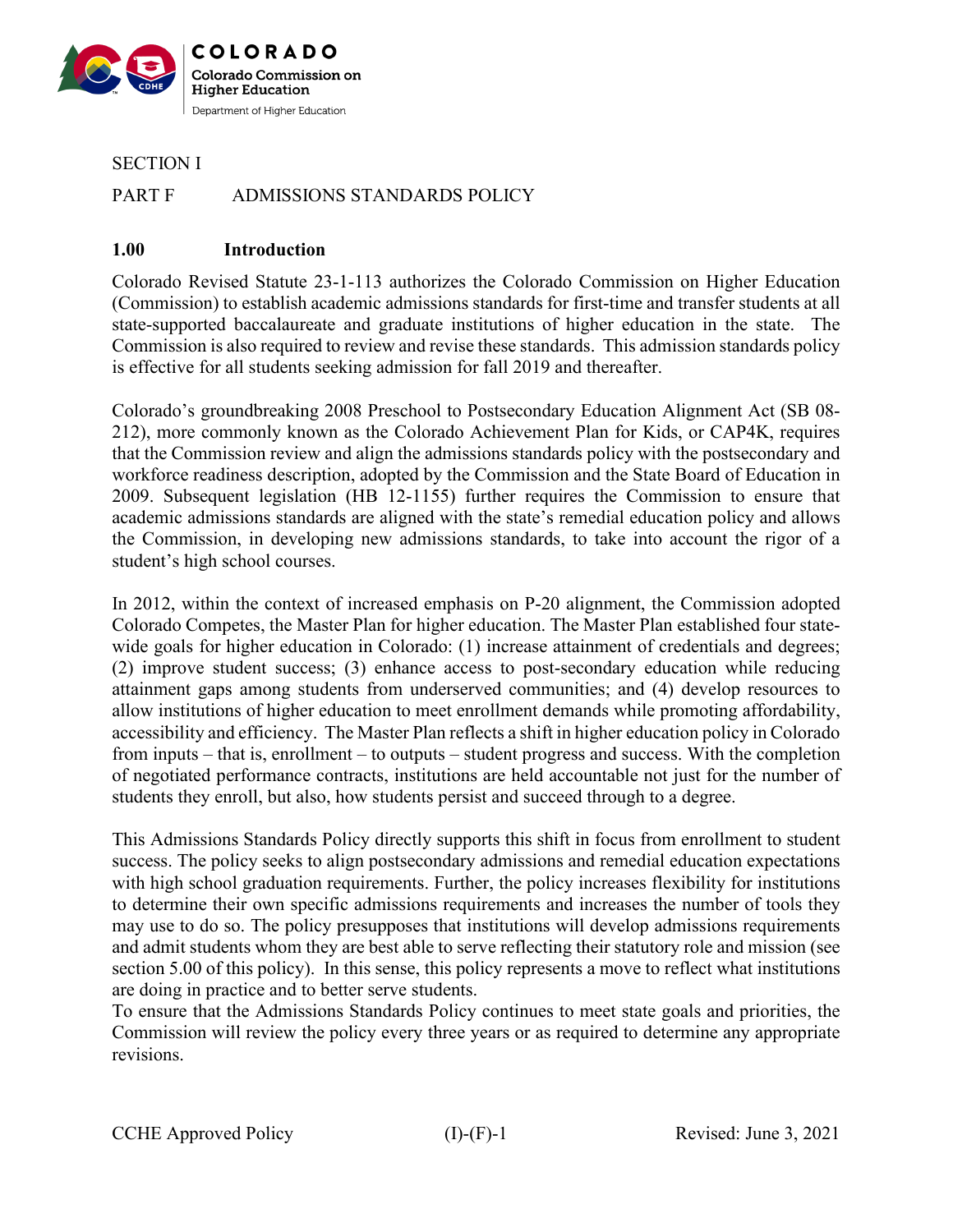COLORADO
Colorado Commission on Higher Education
Department of Higher Education

SECTION I

PART F ADMISSIONS STANDARDS POLICY

## 1.00 Introduction

Colorado Revised Statute 23-1-113 authorizes the Colorado Commission on Higher Education (Commission) to establish academic admissions standards for first-time and transfer students at all state-supported baccalaureate and graduate institutions of higher education in the state. The Commission is also required to review and revise these standards. This admission standards policy is effective for all students seeking admission for fall 2019 and thereafter.

Colorado's groundbreaking 2008 Preschool to Postsecondary Education Alignment Act (SB 08-212), more commonly known as the Colorado Achievement Plan for Kids, or CAP4K, requires that the Commission review and align the admissions standards policy with the postsecondary and workforce readiness description, adopted by the Commission and the State Board of Education in 2009. Subsequent legislation (HB 12-1155) further requires the Commission to ensure that academic admissions standards are aligned with the state's remedial education policy and allows the Commission, in developing new admissions standards, to take into account the rigor of a student's high school courses.

In 2012, within the context of increased emphasis on P-20 alignment, the Commission adopted Colorado Competes, the Master Plan for higher education. The Master Plan established four state-wide goals for higher education in Colorado: (1) increase attainment of credentials and degrees; (2) improve student success; (3) enhance access to post-secondary education while reducing attainment gaps among students from underserved communities; and (4) develop resources to allow institutions of higher education to meet enrollment demands while promoting affordability, accessibility and efficiency. The Master Plan reflects a shift in higher education policy in Colorado from inputs – that is, enrollment – to outputs – student progress and success. With the completion of negotiated performance contracts, institutions are held accountable not just for the number of students they enroll, but also, how students persist and succeed through to a degree.

This Admissions Standards Policy directly supports this shift in focus from enrollment to student success. The policy seeks to align postsecondary admissions and remedial education expectations with high school graduation requirements. Further, the policy increases flexibility for institutions to determine their own specific admissions requirements and increases the number of tools they may use to do so. The policy presupposes that institutions will develop admissions requirements and admit students whom they are best able to serve reflecting their statutory role and mission (see section 5.00 of this policy). In this sense, this policy represents a move to reflect what institutions are doing in practice and to better serve students.

To ensure that the Admissions Standards Policy continues to meet state goals and priorities, the Commission will review the policy every three years or as required to determine any appropriate revisions.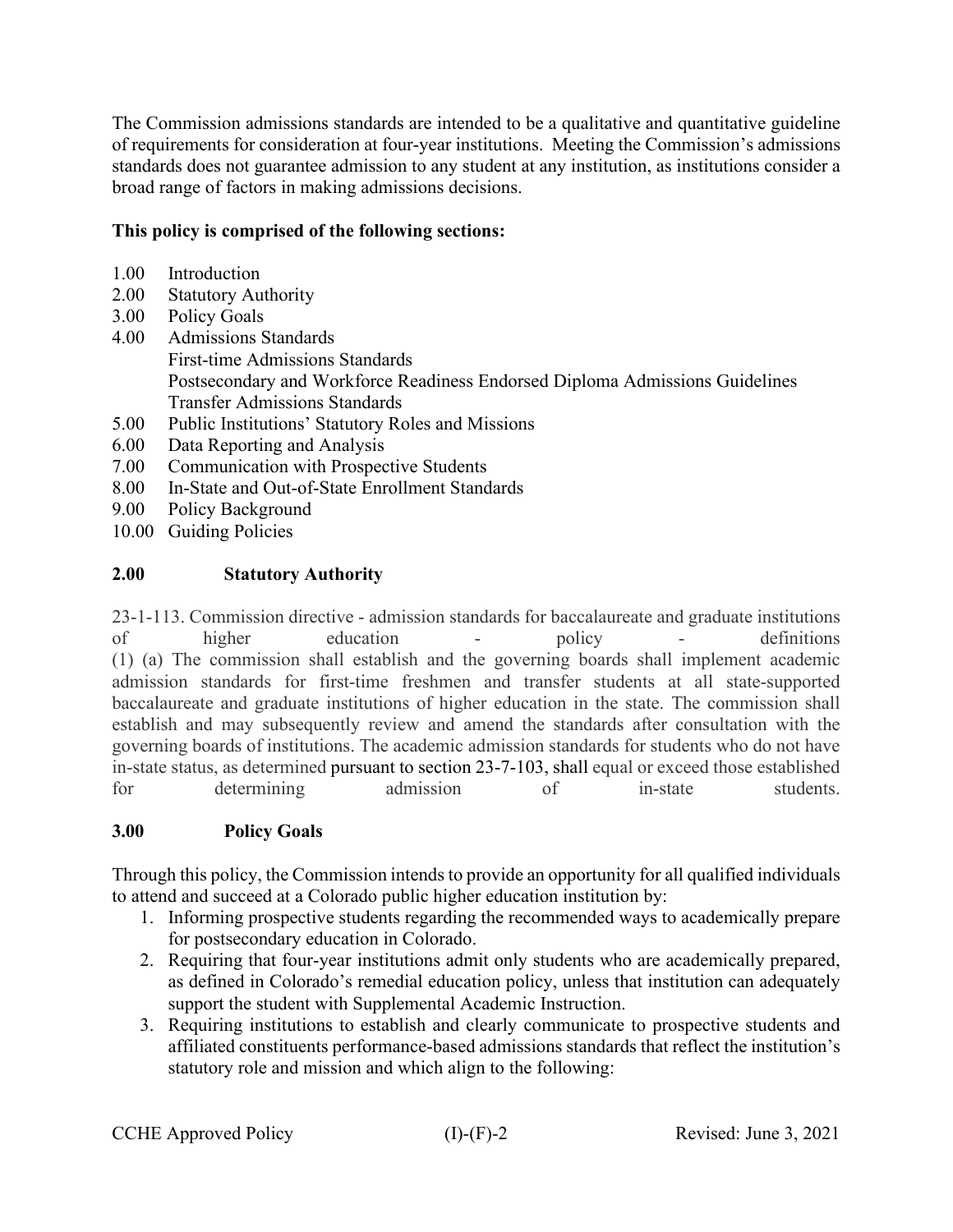The Commission admissions standards are intended to be a qualitative and quantitative guideline of requirements for consideration at four-year institutions. Meeting the Commission's admissions standards does not guarantee admission to any student at any institution, as institutions consider a broad range of factors in making admissions decisions.

**This policy is comprised of the following sections:**

1.00 Introduction
2.00 Statutory Authority
3.00 Policy Goals
4.00 Admissions Standards
First-time Admissions Standards
Postsecondary and Workforce Readiness Endorsed Diploma Admissions Guidelines
Transfer Admissions Standards
5.00 Public Institutions' Statutory Roles and Missions
6.00 Data Reporting and Analysis
7.00 Communication with Prospective Students
8.00 In-State and Out-of-State Enrollment Standards
9.00 Policy Background
10.00 Guiding Policies

## 2.00 Statutory Authority

23-1-113. Commission directive - admission standards for baccalaureate and graduate institutions of higher education - policy - definitions
(1) (a) The commission shall establish and the governing boards shall implement academic admission standards for first-time freshmen and transfer students at all state-supported baccalaureate and graduate institutions of higher education in the state. The commission shall establish and may subsequently review and amend the standards after consultation with the governing boards of institutions. The academic admission standards for students who do not have in-state status, as determined pursuant to section 23-7-103, shall equal or exceed those established for determining admission of in-state students.

## 3.00 Policy Goals

Through this policy, the Commission intends to provide an opportunity for all qualified individuals to attend and succeed at a Colorado public higher education institution by:

1. Informing prospective students regarding the recommended ways to academically prepare for postsecondary education in Colorado.
2. Requiring that four-year institutions admit only students who are academically prepared, as defined in Colorado's remedial education policy, unless that institution can adequately support the student with Supplemental Academic Instruction.
3. Requiring institutions to establish and clearly communicate to prospective students and affiliated constituents performance-based admissions standards that reflect the institution's statutory role and mission and which align to the following: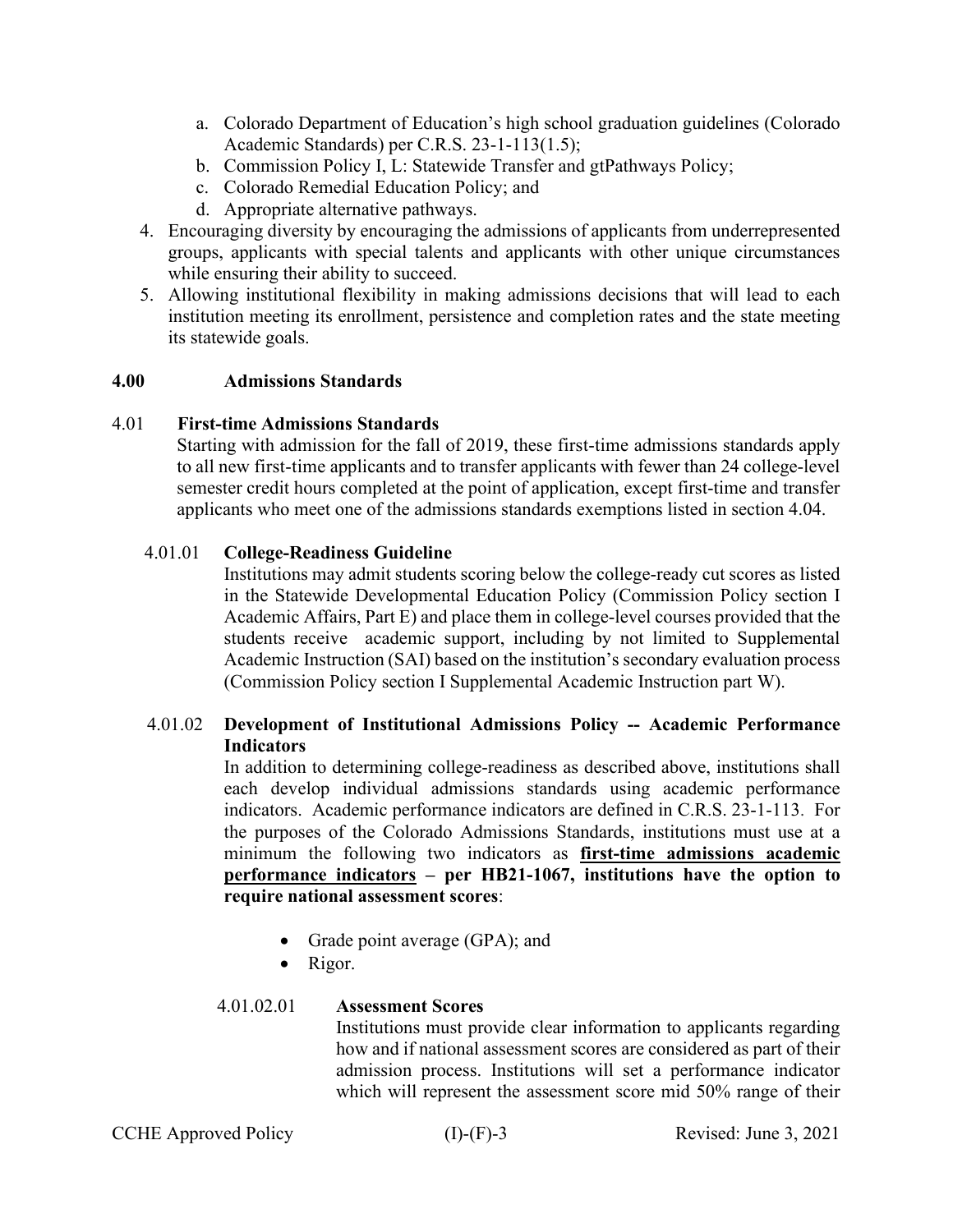a. Colorado Department of Education's high school graduation guidelines (Colorado Academic Standards) per C.R.S. 23-1-113(1.5);
   b. Commission Policy I, L: Statewide Transfer and gtPathways Policy;
   c. Colorado Remedial Education Policy; and
   d. Appropriate alternative pathways.
4. Encouraging diversity by encouraging the admissions of applicants from underrepresented groups, applicants with special talents and applicants with other unique circumstances while ensuring their ability to succeed.
5. Allowing institutional flexibility in making admissions decisions that will lead to each institution meeting its enrollment, persistence and completion rates and the state meeting its statewide goals.

## 4.00 Admissions Standards

### 4.01 First-time Admissions Standards

Starting with admission for the fall of 2019, these first-time admissions standards apply to all new first-time applicants and to transfer applicants with fewer than 24 college-level semester credit hours completed at the point of application, except first-time and transfer applicants who meet one of the admissions standards exemptions listed in section 4.04.

#### 4.01.01 College-Readiness Guideline

Institutions may admit students scoring below the college-ready cut scores as listed in the Statewide Developmental Education Policy (Commission Policy section I Academic Affairs, Part E) and place them in college-level courses provided that the students receive academic support, including by not limited to Supplemental Academic Instruction (SAI) based on the institution's secondary evaluation process (Commission Policy section I Supplemental Academic Instruction part W).

#### 4.01.02 Development of Institutional Admissions Policy -- Academic Performance Indicators

In addition to determining college-readiness as described above, institutions shall each develop individual admissions standards using academic performance indicators. Academic performance indicators are defined in C.R.S. 23-1-113. For the purposes of the Colorado Admissions Standards, institutions must use at a minimum the following two indicators as **<u>first-time admissions academic performance indicators</u> – per HB21-1067, institutions have the option to require national assessment scores**:

- Grade point average (GPA); and
- Rigor.

##### 4.01.02.01 Assessment Scores

Institutions must provide clear information to applicants regarding how and if national assessment scores are considered as part of their admission process. Institutions will set a performance indicator which will represent the assessment score mid 50% range of their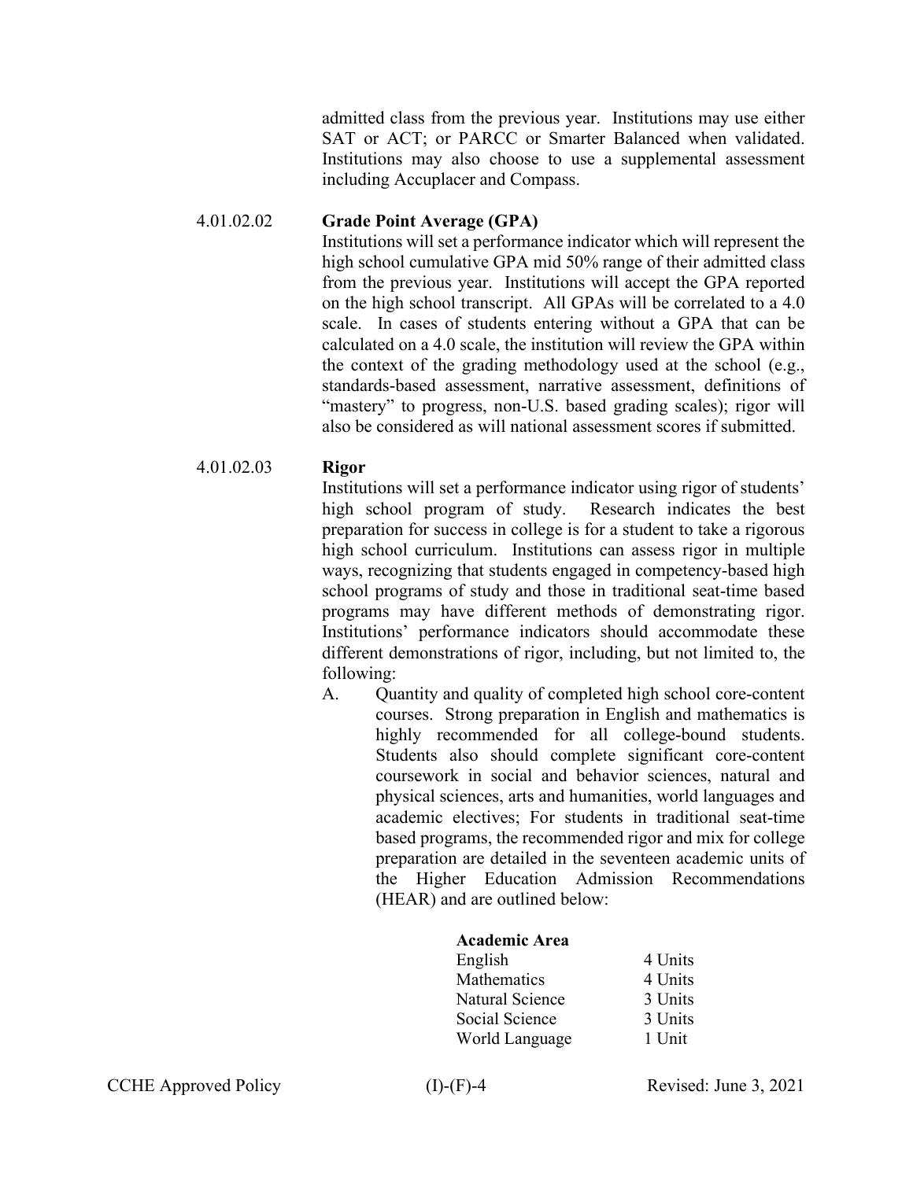admitted class from the previous year. Institutions may use either SAT or ACT; or PARCC or Smarter Balanced when validated. Institutions may also choose to use a supplemental assessment including Accuplacer and Compass.

4.01.02.02 **Grade Point Average (GPA)**

Institutions will set a performance indicator which will represent the high school cumulative GPA mid 50% range of their admitted class from the previous year. Institutions will accept the GPA reported on the high school transcript. All GPAs will be correlated to a 4.0 scale. In cases of students entering without a GPA that can be calculated on a 4.0 scale, the institution will review the GPA within the context of the grading methodology used at the school (e.g., standards-based assessment, narrative assessment, definitions of "mastery" to progress, non-U.S. based grading scales); rigor will also be considered as will national assessment scores if submitted.

4.01.02.03 **Rigor**

Institutions will set a performance indicator using rigor of students' high school program of study. Research indicates the best preparation for success in college is for a student to take a rigorous high school curriculum. Institutions can assess rigor in multiple ways, recognizing that students engaged in competency-based high school programs of study and those in traditional seat-time based programs may have different methods of demonstrating rigor. Institutions' performance indicators should accommodate these different demonstrations of rigor, including, but not limited to, the following:

A. Quantity and quality of completed high school core-content courses. Strong preparation in English and mathematics is highly recommended for all college-bound students. Students also should complete significant core-content coursework in social and behavior sciences, natural and physical sciences, arts and humanities, world languages and academic electives; For students in traditional seat-time based programs, the recommended rigor and mix for college preparation are detailed in the seventeen academic units of the Higher Education Admission Recommendations (HEAR) and are outlined below:

| **Academic Area** | |
|---|---|
| English | 4 Units |
| Mathematics | 4 Units |
| Natural Science | 3 Units |
| Social Science | 3 Units |
| World Language | 1 Unit |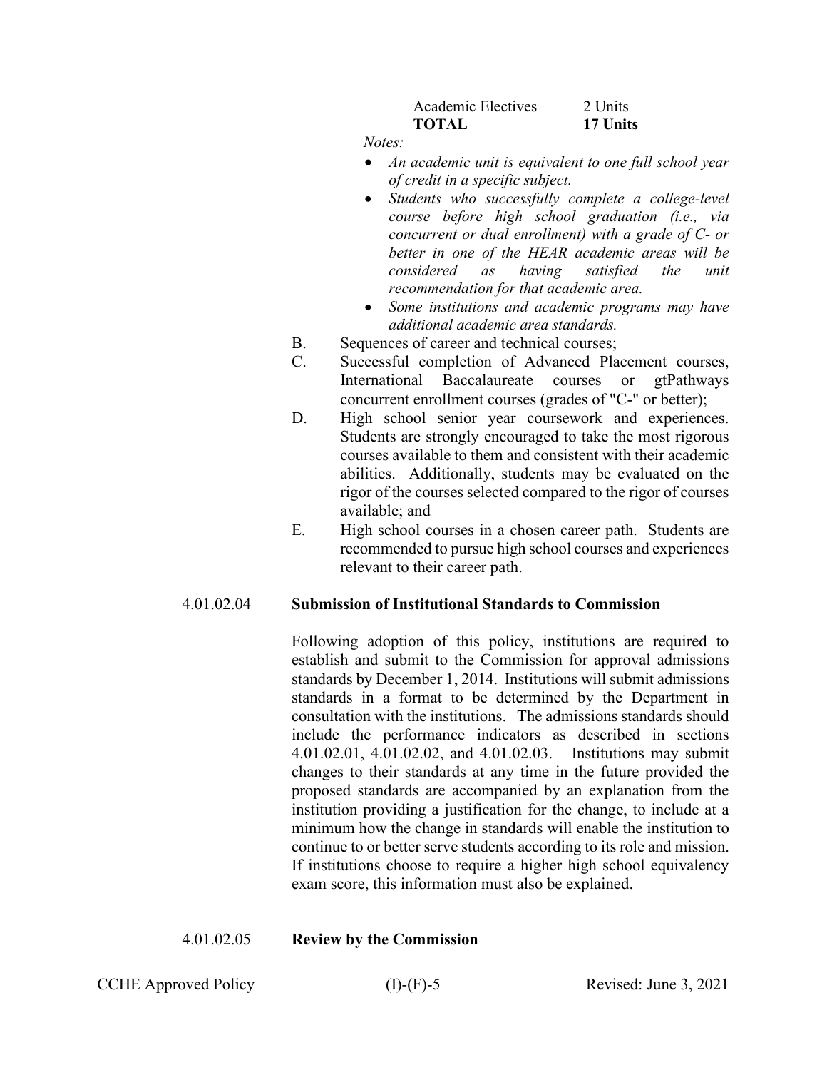| | |
|---|---|
| Academic Electives | 2 Units |
| **TOTAL** | **17 Units** |

*Notes:*

- *An academic unit is equivalent to one full school year of credit in a specific subject.*
- *Students who successfully complete a college-level course before high school graduation (i.e., via concurrent or dual enrollment) with a grade of C- or better in one of the HEAR academic areas will be considered as having satisfied the unit recommendation for that academic area.*
- *Some institutions and academic programs may have additional academic area standards.*

B. Sequences of career and technical courses;

C. Successful completion of Advanced Placement courses, International Baccalaureate courses or gtPathways concurrent enrollment courses (grades of "C-" or better);

D. High school senior year coursework and experiences. Students are strongly encouraged to take the most rigorous courses available to them and consistent with their academic abilities. Additionally, students may be evaluated on the rigor of the courses selected compared to the rigor of courses available; and

E. High school courses in a chosen career path. Students are recommended to pursue high school courses and experiences relevant to their career path.

### 4.01.02.04 Submission of Institutional Standards to Commission

Following adoption of this policy, institutions are required to establish and submit to the Commission for approval admissions standards by December 1, 2014. Institutions will submit admissions standards in a format to be determined by the Department in consultation with the institutions. The admissions standards should include the performance indicators as described in sections 4.01.02.01, 4.01.02.02, and 4.01.02.03. Institutions may submit changes to their standards at any time in the future provided the proposed standards are accompanied by an explanation from the institution providing a justification for the change, to include at a minimum how the change in standards will enable the institution to continue to or better serve students according to its role and mission. If institutions choose to require a higher high school equivalency exam score, this information must also be explained.

### 4.01.02.05 Review by the Commission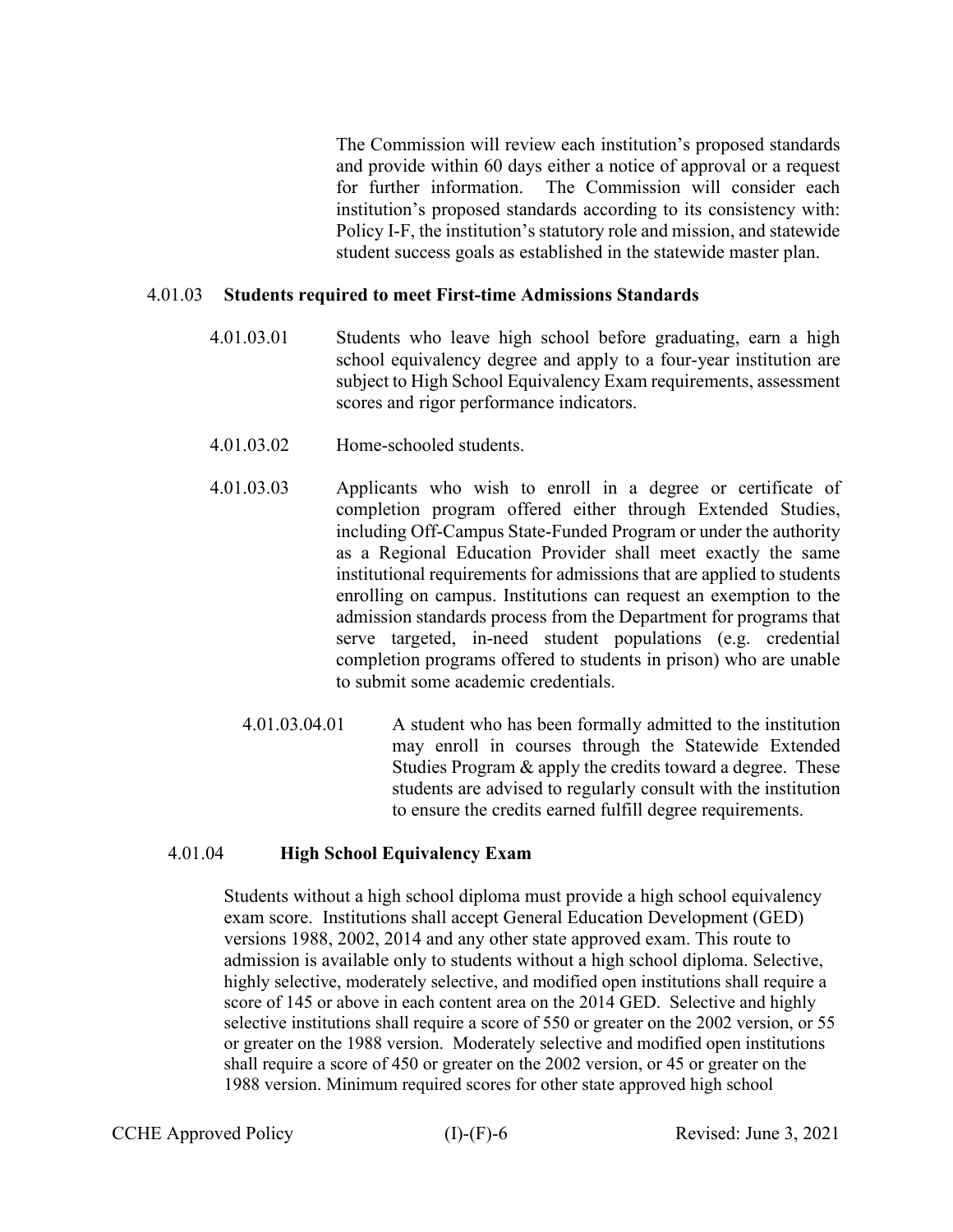The Commission will review each institution's proposed standards and provide within 60 days either a notice of approval or a request for further information. The Commission will consider each institution's proposed standards according to its consistency with: Policy I-F, the institution's statutory role and mission, and statewide student success goals as established in the statewide master plan.

4.01.03 **Students required to meet First-time Admissions Standards**

4.01.03.01 Students who leave high school before graduating, earn a high school equivalency degree and apply to a four-year institution are subject to High School Equivalency Exam requirements, assessment scores and rigor performance indicators.

4.01.03.02 Home-schooled students.

4.01.03.03 Applicants who wish to enroll in a degree or certificate of completion program offered either through Extended Studies, including Off-Campus State-Funded Program or under the authority as a Regional Education Provider shall meet exactly the same institutional requirements for admissions that are applied to students enrolling on campus. Institutions can request an exemption to the admission standards process from the Department for programs that serve targeted, in-need student populations (e.g. credential completion programs offered to students in prison) who are unable to submit some academic credentials.

4.01.03.04.01 A student who has been formally admitted to the institution may enroll in courses through the Statewide Extended Studies Program & apply the credits toward a degree. These students are advised to regularly consult with the institution to ensure the credits earned fulfill degree requirements.

4.01.04 **High School Equivalency Exam**

Students without a high school diploma must provide a high school equivalency exam score. Institutions shall accept General Education Development (GED) versions 1988, 2002, 2014 and any other state approved exam. This route to admission is available only to students without a high school diploma. Selective, highly selective, moderately selective, and modified open institutions shall require a score of 145 or above in each content area on the 2014 GED. Selective and highly selective institutions shall require a score of 550 or greater on the 2002 version, or 55 or greater on the 1988 version. Moderately selective and modified open institutions shall require a score of 450 or greater on the 2002 version, or 45 or greater on the 1988 version. Minimum required scores for other state approved high school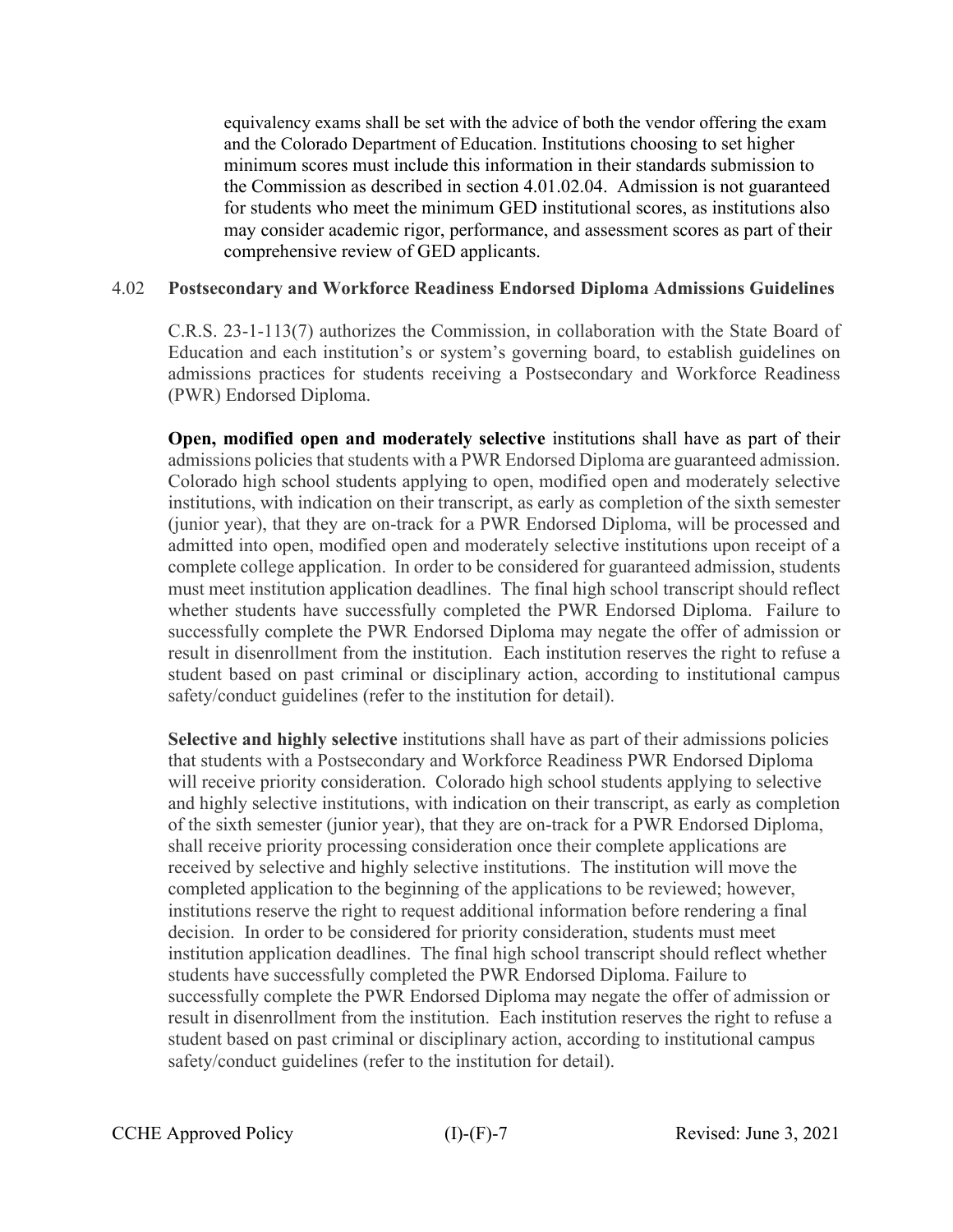equivalency exams shall be set with the advice of both the vendor offering the exam and the Colorado Department of Education. Institutions choosing to set higher minimum scores must include this information in their standards submission to the Commission as described in section 4.01.02.04. Admission is not guaranteed for students who meet the minimum GED institutional scores, as institutions also may consider academic rigor, performance, and assessment scores as part of their comprehensive review of GED applicants.

## 4.02 Postsecondary and Workforce Readiness Endorsed Diploma Admissions Guidelines

C.R.S. 23-1-113(7) authorizes the Commission, in collaboration with the State Board of Education and each institution's or system's governing board, to establish guidelines on admissions practices for students receiving a Postsecondary and Workforce Readiness (PWR) Endorsed Diploma.

**Open, modified open and moderately selective** institutions shall have as part of their admissions policies that students with a PWR Endorsed Diploma are guaranteed admission. Colorado high school students applying to open, modified open and moderately selective institutions, with indication on their transcript, as early as completion of the sixth semester (junior year), that they are on-track for a PWR Endorsed Diploma, will be processed and admitted into open, modified open and moderately selective institutions upon receipt of a complete college application. In order to be considered for guaranteed admission, students must meet institution application deadlines. The final high school transcript should reflect whether students have successfully completed the PWR Endorsed Diploma. Failure to successfully complete the PWR Endorsed Diploma may negate the offer of admission or result in disenrollment from the institution. Each institution reserves the right to refuse a student based on past criminal or disciplinary action, according to institutional campus safety/conduct guidelines (refer to the institution for detail).

**Selective and highly selective** institutions shall have as part of their admissions policies that students with a Postsecondary and Workforce Readiness PWR Endorsed Diploma will receive priority consideration. Colorado high school students applying to selective and highly selective institutions, with indication on their transcript, as early as completion of the sixth semester (junior year), that they are on-track for a PWR Endorsed Diploma, shall receive priority processing consideration once their complete applications are received by selective and highly selective institutions. The institution will move the completed application to the beginning of the applications to be reviewed; however, institutions reserve the right to request additional information before rendering a final decision. In order to be considered for priority consideration, students must meet institution application deadlines. The final high school transcript should reflect whether students have successfully completed the PWR Endorsed Diploma. Failure to successfully complete the PWR Endorsed Diploma may negate the offer of admission or result in disenrollment from the institution. Each institution reserves the right to refuse a student based on past criminal or disciplinary action, according to institutional campus safety/conduct guidelines (refer to the institution for detail).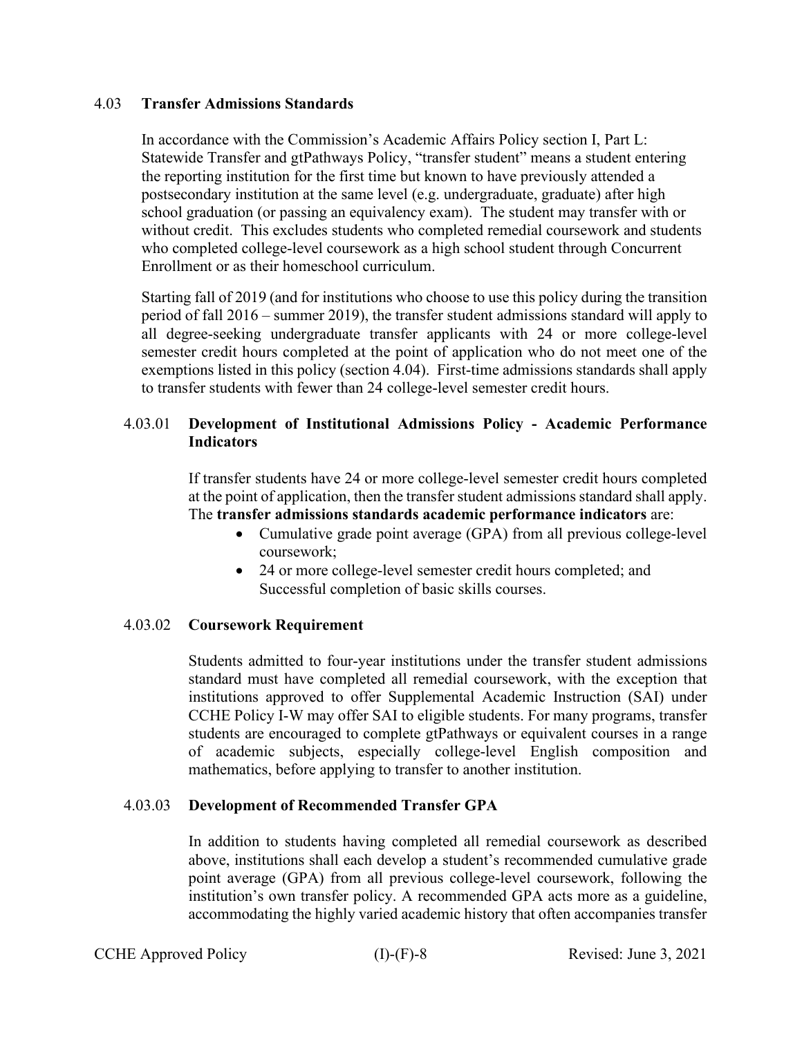## 4.03 Transfer Admissions Standards

In accordance with the Commission's Academic Affairs Policy section I, Part L: Statewide Transfer and gtPathways Policy, "transfer student" means a student entering the reporting institution for the first time but known to have previously attended a postsecondary institution at the same level (e.g. undergraduate, graduate) after high school graduation (or passing an equivalency exam). The student may transfer with or without credit. This excludes students who completed remedial coursework and students who completed college-level coursework as a high school student through Concurrent Enrollment or as their homeschool curriculum.

Starting fall of 2019 (and for institutions who choose to use this policy during the transition period of fall 2016 – summer 2019), the transfer student admissions standard will apply to all degree-seeking undergraduate transfer applicants with 24 or more college-level semester credit hours completed at the point of application who do not meet one of the exemptions listed in this policy (section 4.04). First-time admissions standards shall apply to transfer students with fewer than 24 college-level semester credit hours.

### 4.03.01 Development of Institutional Admissions Policy - Academic Performance Indicators

If transfer students have 24 or more college-level semester credit hours completed at the point of application, then the transfer student admissions standard shall apply. The **transfer admissions standards academic performance indicators** are:

- Cumulative grade point average (GPA) from all previous college-level coursework;
- 24 or more college-level semester credit hours completed; and Successful completion of basic skills courses.

### 4.03.02 Coursework Requirement

Students admitted to four-year institutions under the transfer student admissions standard must have completed all remedial coursework, with the exception that institutions approved to offer Supplemental Academic Instruction (SAI) under CCHE Policy I-W may offer SAI to eligible students. For many programs, transfer students are encouraged to complete gtPathways or equivalent courses in a range of academic subjects, especially college-level English composition and mathematics, before applying to transfer to another institution.

### 4.03.03 Development of Recommended Transfer GPA

In addition to students having completed all remedial coursework as described above, institutions shall each develop a student's recommended cumulative grade point average (GPA) from all previous college-level coursework, following the institution's own transfer policy. A recommended GPA acts more as a guideline, accommodating the highly varied academic history that often accompanies transfer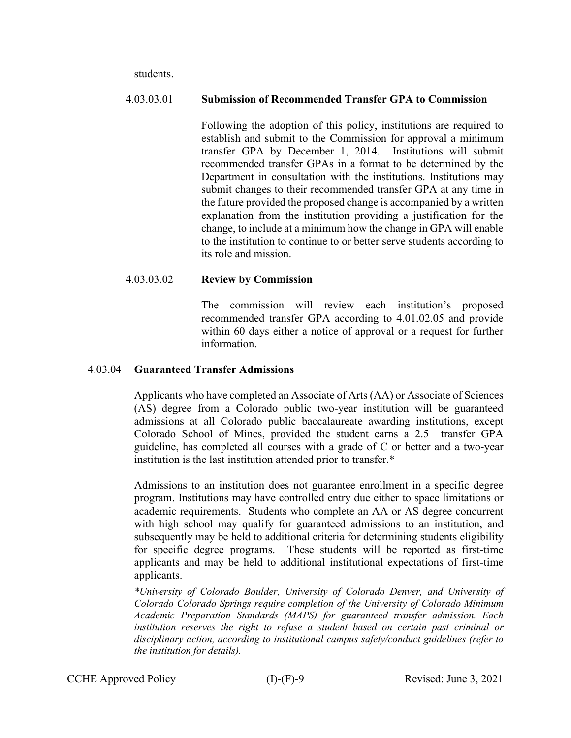students.

#### 4.03.03.01 Submission of Recommended Transfer GPA to Commission

Following the adoption of this policy, institutions are required to establish and submit to the Commission for approval a minimum transfer GPA by December 1, 2014. Institutions will submit recommended transfer GPAs in a format to be determined by the Department in consultation with the institutions. Institutions may submit changes to their recommended transfer GPA at any time in the future provided the proposed change is accompanied by a written explanation from the institution providing a justification for the change, to include at a minimum how the change in GPA will enable to the institution to continue to or better serve students according to its role and mission.

#### 4.03.03.02 Review by Commission

The commission will review each institution's proposed recommended transfer GPA according to 4.01.02.05 and provide within 60 days either a notice of approval or a request for further information.

### 4.03.04 Guaranteed Transfer Admissions

Applicants who have completed an Associate of Arts (AA) or Associate of Sciences (AS) degree from a Colorado public two-year institution will be guaranteed admissions at all Colorado public baccalaureate awarding institutions, except Colorado School of Mines, provided the student earns a 2.5 transfer GPA guideline, has completed all courses with a grade of C or better and a two-year institution is the last institution attended prior to transfer.*

Admissions to an institution does not guarantee enrollment in a specific degree program. Institutions may have controlled entry due either to space limitations or academic requirements. Students who complete an AA or AS degree concurrent with high school may qualify for guaranteed admissions to an institution, and subsequently may be held to additional criteria for determining students eligibility for specific degree programs. These students will be reported as first-time applicants and may be held to additional institutional expectations of first-time applicants.

*\*University of Colorado Boulder, University of Colorado Denver, and University of Colorado Colorado Springs require completion of the University of Colorado Minimum Academic Preparation Standards (MAPS) for guaranteed transfer admission. Each institution reserves the right to refuse a student based on certain past criminal or disciplinary action, according to institutional campus safety/conduct guidelines (refer to the institution for details).*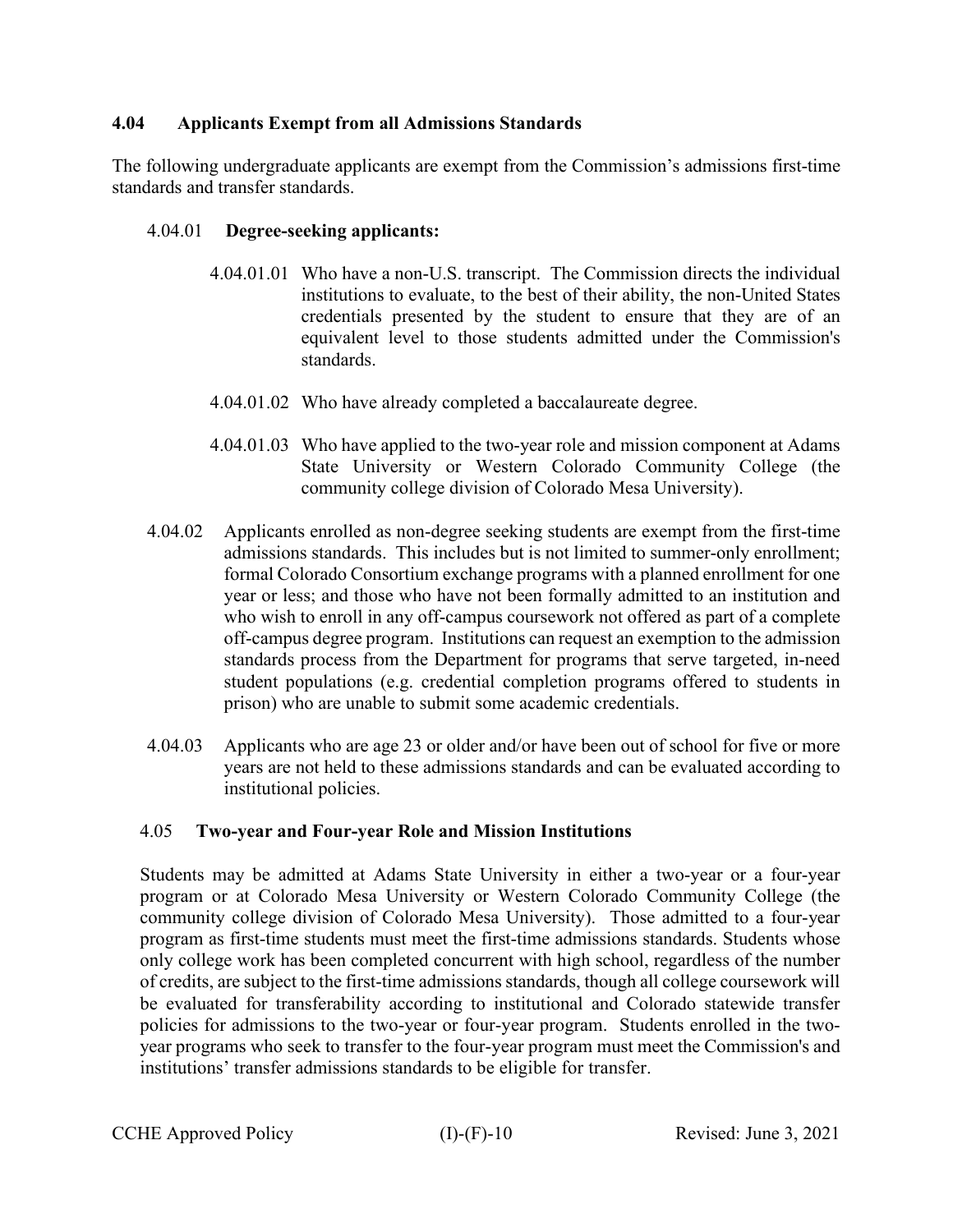### 4.04 Applicants Exempt from all Admissions Standards

The following undergraduate applicants are exempt from the Commission's admissions first-time standards and transfer standards.

4.04.01 **Degree-seeking applicants:**

4.04.01.01 Who have a non-U.S. transcript. The Commission directs the individual institutions to evaluate, to the best of their ability, the non-United States credentials presented by the student to ensure that they are of an equivalent level to those students admitted under the Commission's standards.

4.04.01.02 Who have already completed a baccalaureate degree.

4.04.01.03 Who have applied to the two-year role and mission component at Adams State University or Western Colorado Community College (the community college division of Colorado Mesa University).

4.04.02 Applicants enrolled as non-degree seeking students are exempt from the first-time admissions standards. This includes but is not limited to summer-only enrollment; formal Colorado Consortium exchange programs with a planned enrollment for one year or less; and those who have not been formally admitted to an institution and who wish to enroll in any off-campus coursework not offered as part of a complete off-campus degree program. Institutions can request an exemption to the admission standards process from the Department for programs that serve targeted, in-need student populations (e.g. credential completion programs offered to students in prison) who are unable to submit some academic credentials.

4.04.03 Applicants who are age 23 or older and/or have been out of school for five or more years are not held to these admissions standards and can be evaluated according to institutional policies.

### 4.05 Two-year and Four-year Role and Mission Institutions

Students may be admitted at Adams State University in either a two-year or a four-year program or at Colorado Mesa University or Western Colorado Community College (the community college division of Colorado Mesa University). Those admitted to a four-year program as first-time students must meet the first-time admissions standards. Students whose only college work has been completed concurrent with high school, regardless of the number of credits, are subject to the first-time admissions standards, though all college coursework will be evaluated for transferability according to institutional and Colorado statewide transfer policies for admissions to the two-year or four-year program. Students enrolled in the two-year programs who seek to transfer to the four-year program must meet the Commission's and institutions' transfer admissions standards to be eligible for transfer.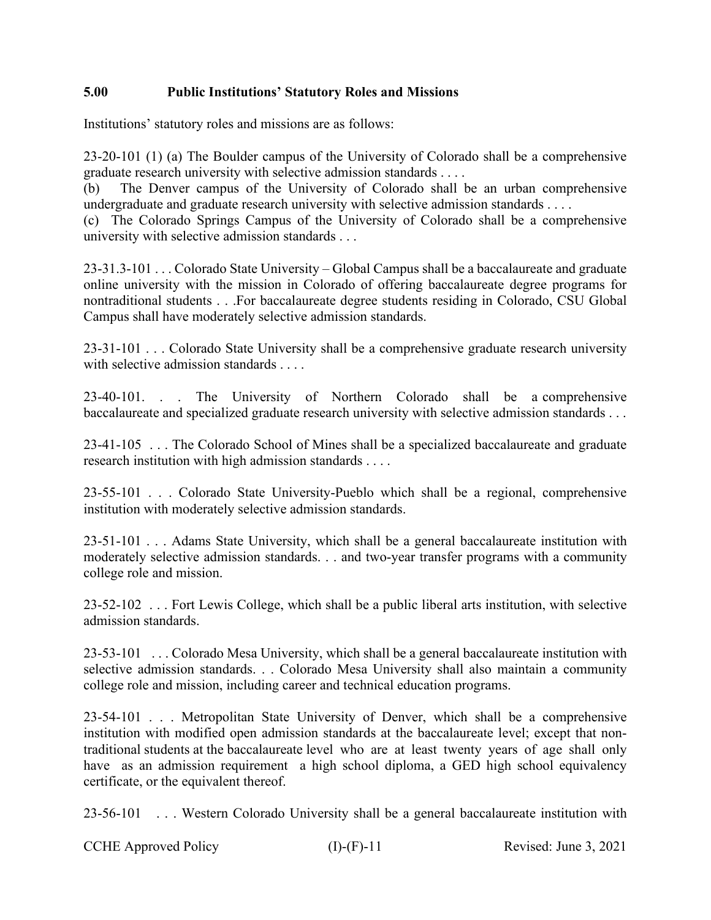## 5.00 Public Institutions' Statutory Roles and Missions

Institutions' statutory roles and missions are as follows:

23-20-101 (1) (a) The Boulder campus of the University of Colorado shall be a comprehensive graduate research university with selective admission standards . . . .
(b) The Denver campus of the University of Colorado shall be an urban comprehensive undergraduate and graduate research university with selective admission standards . . . .
(c) The Colorado Springs Campus of the University of Colorado shall be a comprehensive university with selective admission standards . . .

23-31.3-101 . . . Colorado State University – Global Campus shall be a baccalaureate and graduate online university with the mission in Colorado of offering baccalaureate degree programs for nontraditional students . . .For baccalaureate degree students residing in Colorado, CSU Global Campus shall have moderately selective admission standards.

23-31-101 . . . Colorado State University shall be a comprehensive graduate research university with selective admission standards . . . .

23-40-101. . . The University of Northern Colorado shall be a comprehensive baccalaureate and specialized graduate research university with selective admission standards . . .

23-41-105 . . . The Colorado School of Mines shall be a specialized baccalaureate and graduate research institution with high admission standards . . . .

23-55-101 . . . Colorado State University-Pueblo which shall be a regional, comprehensive institution with moderately selective admission standards.

23-51-101 . . . Adams State University, which shall be a general baccalaureate institution with moderately selective admission standards. . . and two-year transfer programs with a community college role and mission.

23-52-102 . . . Fort Lewis College, which shall be a public liberal arts institution, with selective admission standards.

23-53-101 . . . Colorado Mesa University, which shall be a general baccalaureate institution with selective admission standards. . . Colorado Mesa University shall also maintain a community college role and mission, including career and technical education programs.

23-54-101 . . . Metropolitan State University of Denver, which shall be a comprehensive institution with modified open admission standards at the baccalaureate level; except that non-traditional students at the baccalaureate level who are at least twenty years of age shall only have as an admission requirement a high school diploma, a GED high school equivalency certificate, or the equivalent thereof.

23-56-101 . . . Western Colorado University shall be a general baccalaureate institution with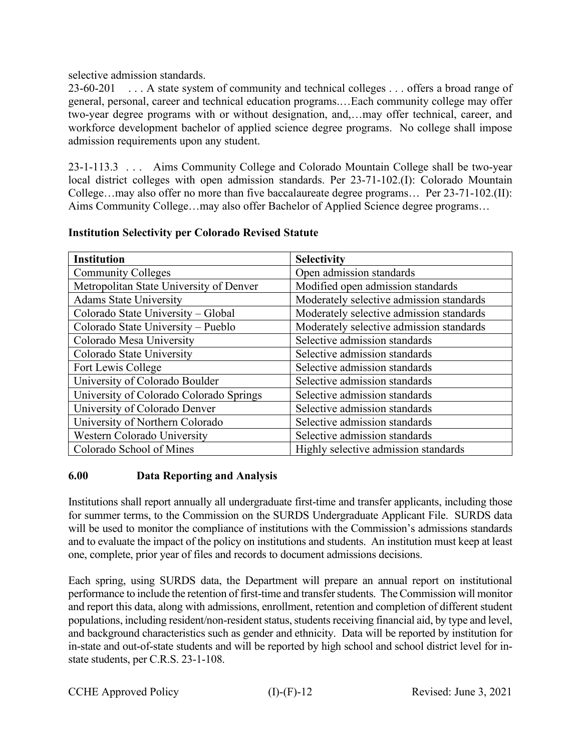selective admission standards.

23-60-201 . . . A state system of community and technical colleges . . . offers a broad range of general, personal, career and technical education programs.…Each community college may offer two-year degree programs with or without designation, and,…may offer technical, career, and workforce development bachelor of applied science degree programs. No college shall impose admission requirements upon any student.

23-1-113.3 . . . Aims Community College and Colorado Mountain College shall be two-year local district colleges with open admission standards. Per 23-71-102.(I): Colorado Mountain College…may also offer no more than five baccalaureate degree programs… Per 23-71-102.(II): Aims Community College…may also offer Bachelor of Applied Science degree programs…

**Institution Selectivity per Colorado Revised Statute**

| Institution | Selectivity |
| --- | --- |
| Community Colleges | Open admission standards |
| Metropolitan State University of Denver | Modified open admission standards |
| Adams State University | Moderately selective admission standards |
| Colorado State University – Global | Moderately selective admission standards |
| Colorado State University – Pueblo | Moderately selective admission standards |
| Colorado Mesa University | Selective admission standards |
| Colorado State University | Selective admission standards |
| Fort Lewis College | Selective admission standards |
| University of Colorado Boulder | Selective admission standards |
| University of Colorado Colorado Springs | Selective admission standards |
| University of Colorado Denver | Selective admission standards |
| University of Northern Colorado | Selective admission standards |
| Western Colorado University | Selective admission standards |
| Colorado School of Mines | Highly selective admission standards |

## 6.00 Data Reporting and Analysis

Institutions shall report annually all undergraduate first-time and transfer applicants, including those for summer terms, to the Commission on the SURDS Undergraduate Applicant File. SURDS data will be used to monitor the compliance of institutions with the Commission's admissions standards and to evaluate the impact of the policy on institutions and students. An institution must keep at least one, complete, prior year of files and records to document admissions decisions.

Each spring, using SURDS data, the Department will prepare an annual report on institutional performance to include the retention of first-time and transfer students. The Commission will monitor and report this data, along with admissions, enrollment, retention and completion of different student populations, including resident/non-resident status, students receiving financial aid, by type and level, and background characteristics such as gender and ethnicity. Data will be reported by institution for in-state and out-of-state students and will be reported by high school and school district level for in-state students, per C.R.S. 23-1-108.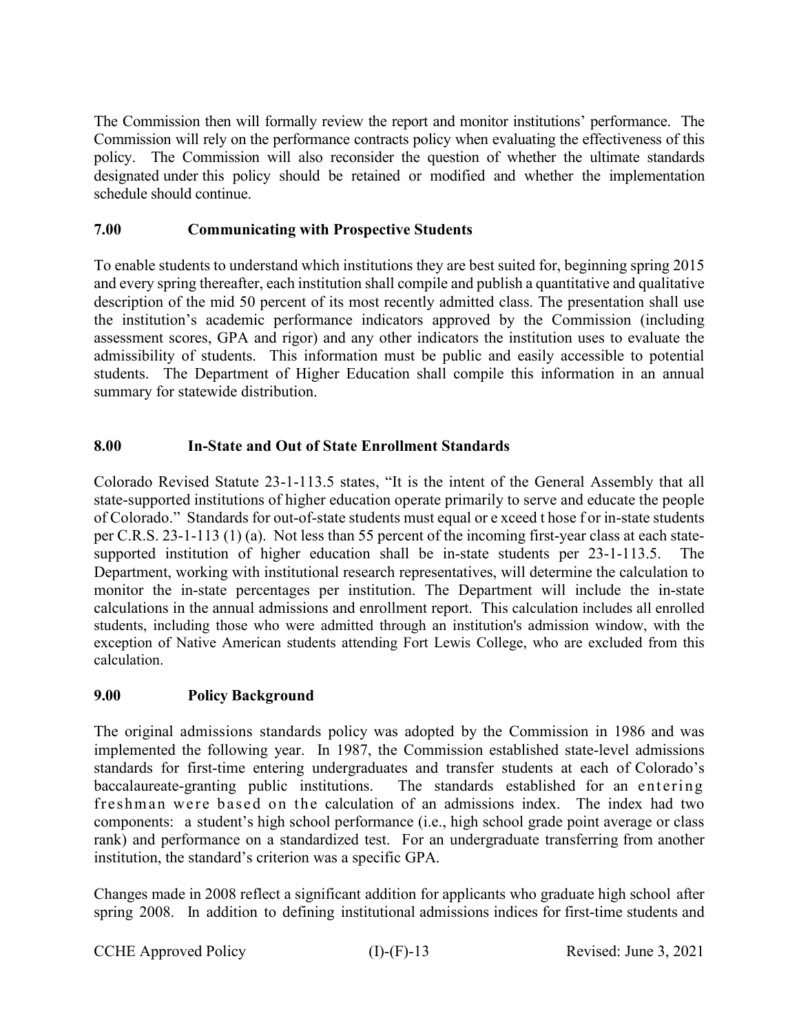The Commission then will formally review the report and monitor institutions' performance. The Commission will rely on the performance contracts policy when evaluating the effectiveness of this policy. The Commission will also reconsider the question of whether the ultimate standards designated under this policy should be retained or modified and whether the implementation schedule should continue.

## 7.00 Communicating with Prospective Students

To enable students to understand which institutions they are best suited for, beginning spring 2015 and every spring thereafter, each institution shall compile and publish a quantitative and qualitative description of the mid 50 percent of its most recently admitted class. The presentation shall use the institution's academic performance indicators approved by the Commission (including assessment scores, GPA and rigor) and any other indicators the institution uses to evaluate the admissibility of students. This information must be public and easily accessible to potential students. The Department of Higher Education shall compile this information in an annual summary for statewide distribution.

## 8.00 In-State and Out of State Enrollment Standards

Colorado Revised Statute 23-1-113.5 states, "It is the intent of the General Assembly that all state-supported institutions of higher education operate primarily to serve and educate the people of Colorado." Standards for out-of-state students must equal or exceed those for in-state students per C.R.S. 23-1-113 (1) (a). Not less than 55 percent of the incoming first-year class at each state-supported institution of higher education shall be in-state students per 23-1-113.5. The Department, working with institutional research representatives, will determine the calculation to monitor the in-state percentages per institution. The Department will include the in-state calculations in the annual admissions and enrollment report. This calculation includes all enrolled students, including those who were admitted through an institution's admission window, with the exception of Native American students attending Fort Lewis College, who are excluded from this calculation.

## 9.00 Policy Background

The original admissions standards policy was adopted by the Commission in 1986 and was implemented the following year. In 1987, the Commission established state-level admissions standards for first-time entering undergraduates and transfer students at each of Colorado's baccalaureate-granting public institutions. The standards established for an entering freshman were based on the calculation of an admissions index. The index had two components: a student's high school performance (i.e., high school grade point average or class rank) and performance on a standardized test. For an undergraduate transferring from another institution, the standard's criterion was a specific GPA.

Changes made in 2008 reflect a significant addition for applicants who graduate high school after spring 2008. In addition to defining institutional admissions indices for first-time students and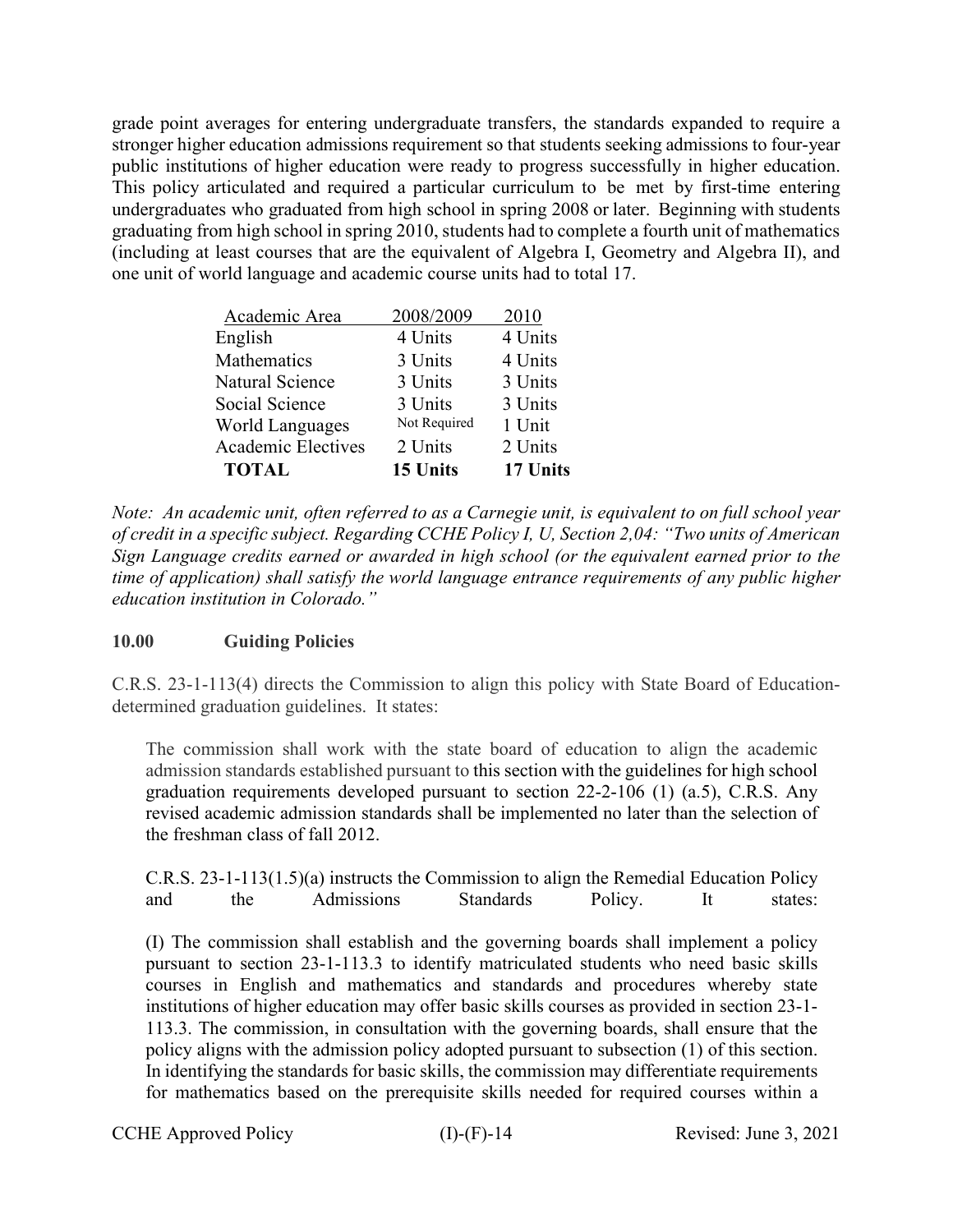grade point averages for entering undergraduate transfers, the standards expanded to require a stronger higher education admissions requirement so that students seeking admissions to four-year public institutions of higher education were ready to progress successfully in higher education. This policy articulated and required a particular curriculum to be met by first-time entering undergraduates who graduated from high school in spring 2008 or later. Beginning with students graduating from high school in spring 2010, students had to complete a fourth unit of mathematics (including at least courses that are the equivalent of Algebra I, Geometry and Algebra II), and one unit of world language and academic course units had to total 17.

| Academic Area | 2008/2009 | 2010 |
|---|---|---|
| English | 4 Units | 4 Units |
| Mathematics | 3 Units | 4 Units |
| Natural Science | 3 Units | 3 Units |
| Social Science | 3 Units | 3 Units |
| World Languages | Not Required | 1 Unit |
| Academic Electives | 2 Units | 2 Units |
| **TOTAL** | **15 Units** | **17 Units** |

*Note: An academic unit, often referred to as a Carnegie unit, is equivalent to on full school year of credit in a specific subject. Regarding CCHE Policy I, U, Section 2,04: "Two units of American Sign Language credits earned or awarded in high school (or the equivalent earned prior to the time of application) shall satisfy the world language entrance requirements of any public higher education institution in Colorado."*

## 10.00 Guiding Policies

C.R.S. 23-1-113(4) directs the Commission to align this policy with State Board of Education-determined graduation guidelines. It states:

> The commission shall work with the state board of education to align the academic admission standards established pursuant to this section with the guidelines for high school graduation requirements developed pursuant to section 22-2-106 (1) (a.5), C.R.S. Any revised academic admission standards shall be implemented no later than the selection of the freshman class of fall 2012.
>
> C.R.S. 23-1-113(1.5)(a) instructs the Commission to align the Remedial Education Policy and the Admissions Standards Policy. It states:
>
> (I) The commission shall establish and the governing boards shall implement a policy pursuant to section 23-1-113.3 to identify matriculated students who need basic skills courses in English and mathematics and standards and procedures whereby state institutions of higher education may offer basic skills courses as provided in section 23-1-113.3. The commission, in consultation with the governing boards, shall ensure that the policy aligns with the admission policy adopted pursuant to subsection (1) of this section. In identifying the standards for basic skills, the commission may differentiate requirements for mathematics based on the prerequisite skills needed for required courses within a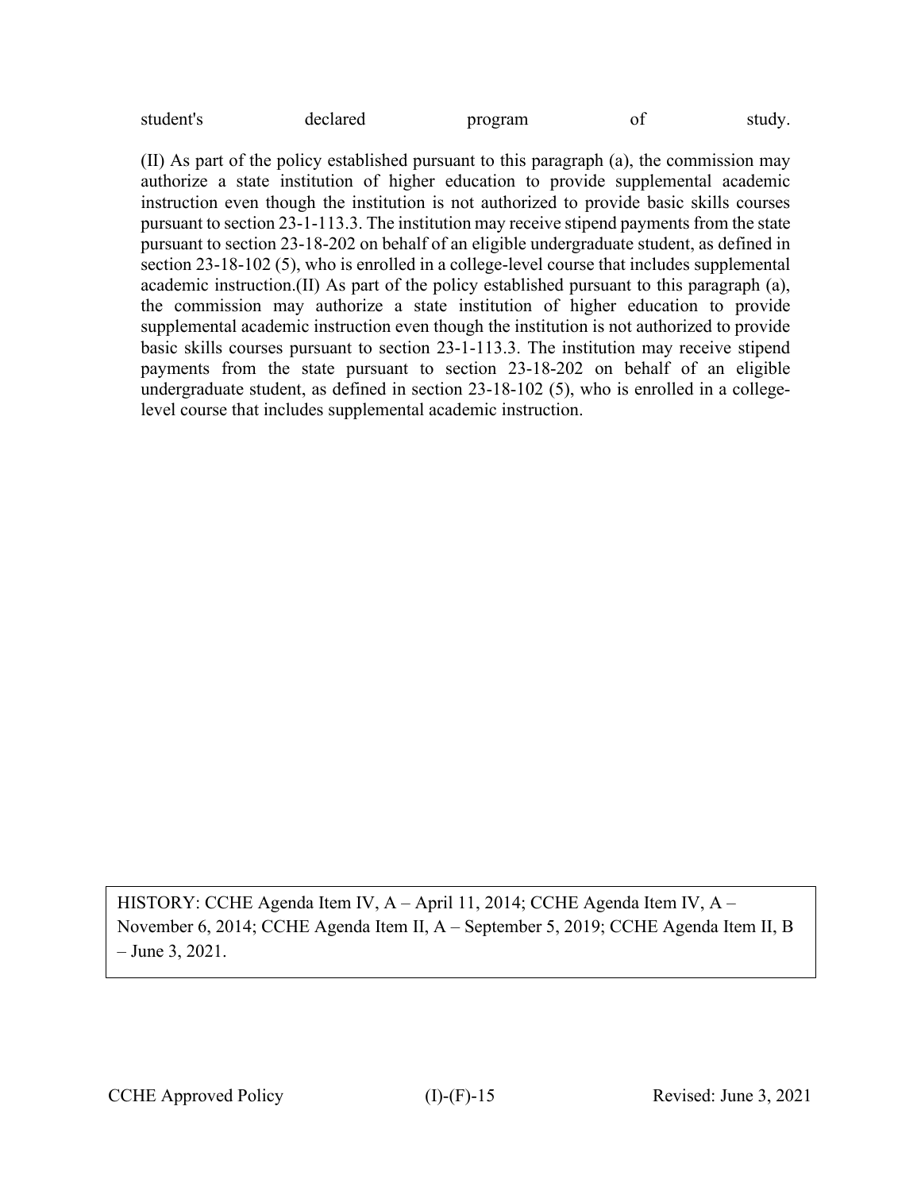student's declared program of study.

(II) As part of the policy established pursuant to this paragraph (a), the commission may authorize a state institution of higher education to provide supplemental academic instruction even though the institution is not authorized to provide basic skills courses pursuant to section 23-1-113.3. The institution may receive stipend payments from the state pursuant to section 23-18-202 on behalf of an eligible undergraduate student, as defined in section 23-18-102 (5), who is enrolled in a college-level course that includes supplemental academic instruction.(II) As part of the policy established pursuant to this paragraph (a), the commission may authorize a state institution of higher education to provide supplemental academic instruction even though the institution is not authorized to provide basic skills courses pursuant to section 23-1-113.3. The institution may receive stipend payments from the state pursuant to section 23-18-202 on behalf of an eligible undergraduate student, as defined in section 23-18-102 (5), who is enrolled in a college-level course that includes supplemental academic instruction.

HISTORY: CCHE Agenda Item IV, A – April 11, 2014; CCHE Agenda Item IV, A – November 6, 2014; CCHE Agenda Item II, A – September 5, 2019; CCHE Agenda Item II, B – June 3, 2021.